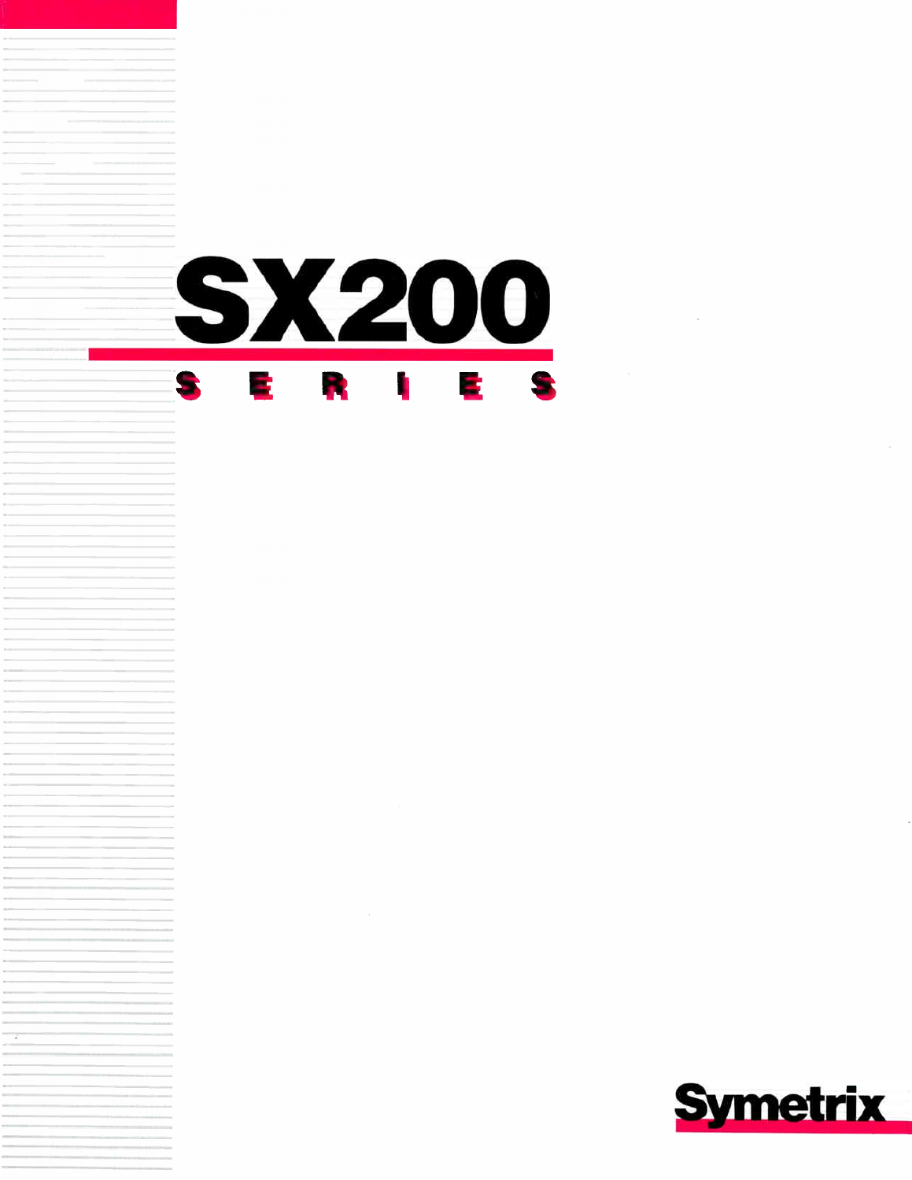# SX200

## S E R I E S

Symetrix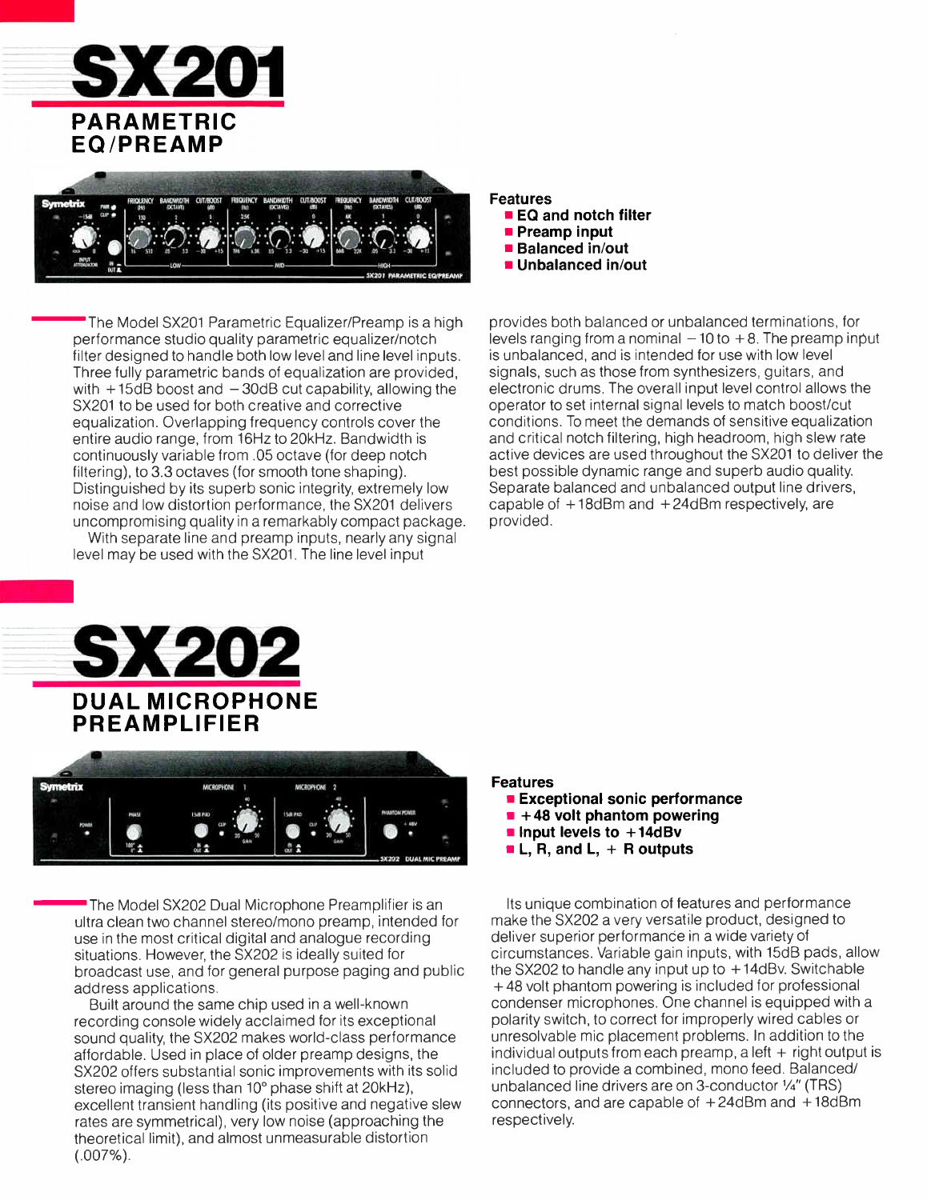# SX201

## PARAMETRIC EQ/PREAMP

**Features**

- **EQ and notch filter**
- **Preamp input**
- **Balanced in/out**
- **Unbalanced in/out**

The Model SX201 Parametric Equalizer/Preamp is a high performance studio quality parametric equalizer/notch filter designed to handle both low level and line level inputs. Three fully parametric bands of equalization are provided, with +15dB boost and −30dB cut capability, allowing the SX201 to be used for both creative and corrective equalization. Overlapping frequency controls cover the entire audio range, from 16Hz to 20kHz. Bandwidth is continuously variable from .05 octave (for deep notch filtering), to 3.3 octaves (for smooth tone shaping). Distinguished by its superb sonic integrity, extremely low noise and low distortion performance, the SX201 delivers uncompromising quality in a remarkably compact package.

With separate line and preamp inputs, nearly any signal level may be used with the SX201. The line level input provides both balanced or unbalanced terminations, for levels ranging from a nominal −10 to +8. The preamp input is unbalanced, and is intended for use with low level signals, such as those from synthesizers, guitars, and electronic drums. The overall input level control allows the operator to set internal signal levels to match boost/cut conditions. To meet the demands of sensitive equalization and critical notch filtering, high headroom, high slew rate active devices are used throughout the SX201 to deliver the best possible dynamic range and superb audio quality. Separate balanced and unbalanced output line drivers, capable of +18dBm and +24dBm respectively, are provided.

# SX202

## DUAL MICROPHONE PREAMPLIFIER

**Features**

- **Exceptional sonic performance**
- **+48 volt phantom powering**
- **Input levels to +14dBv**
- **L, R, and L, + R outputs**

The Model SX202 Dual Microphone Preamplifier is an ultra clean two channel stereo/mono preamp, intended for use in the most critical digital and analogue recording situations. However, the SX202 is ideally suited for broadcast use, and for general purpose paging and public address applications.

Built around the same chip used in a well-known recording console widely acclaimed for its exceptional sound quality, the SX202 makes world-class performance affordable. Used in place of older preamp designs, the SX202 offers substantial sonic improvements with its solid stereo imaging (less than 10° phase shift at 20kHz), excellent transient handling (its positive and negative slew rates are symmetrical), very low noise (approaching the theoretical limit), and almost unmeasurable distortion (.007%).

Its unique combination of features and performance make the SX202 a very versatile product, designed to deliver superior performance in a wide variety of circumstances. Variable gain inputs, with 15dB pads, allow the SX202 to handle any input up to +14dBv. Switchable +48 volt phantom powering is included for professional condenser microphones. One channel is equipped with a polarity switch, to correct for improperly wired cables or unresolvable mic placement problems. In addition to the individual outputs from each preamp, a left + right output is included to provide a combined, mono feed. Balanced/unbalanced line drivers are on 3-conductor ¼" (TRS) connectors, and are capable of +24dBm and +18dBm respectively.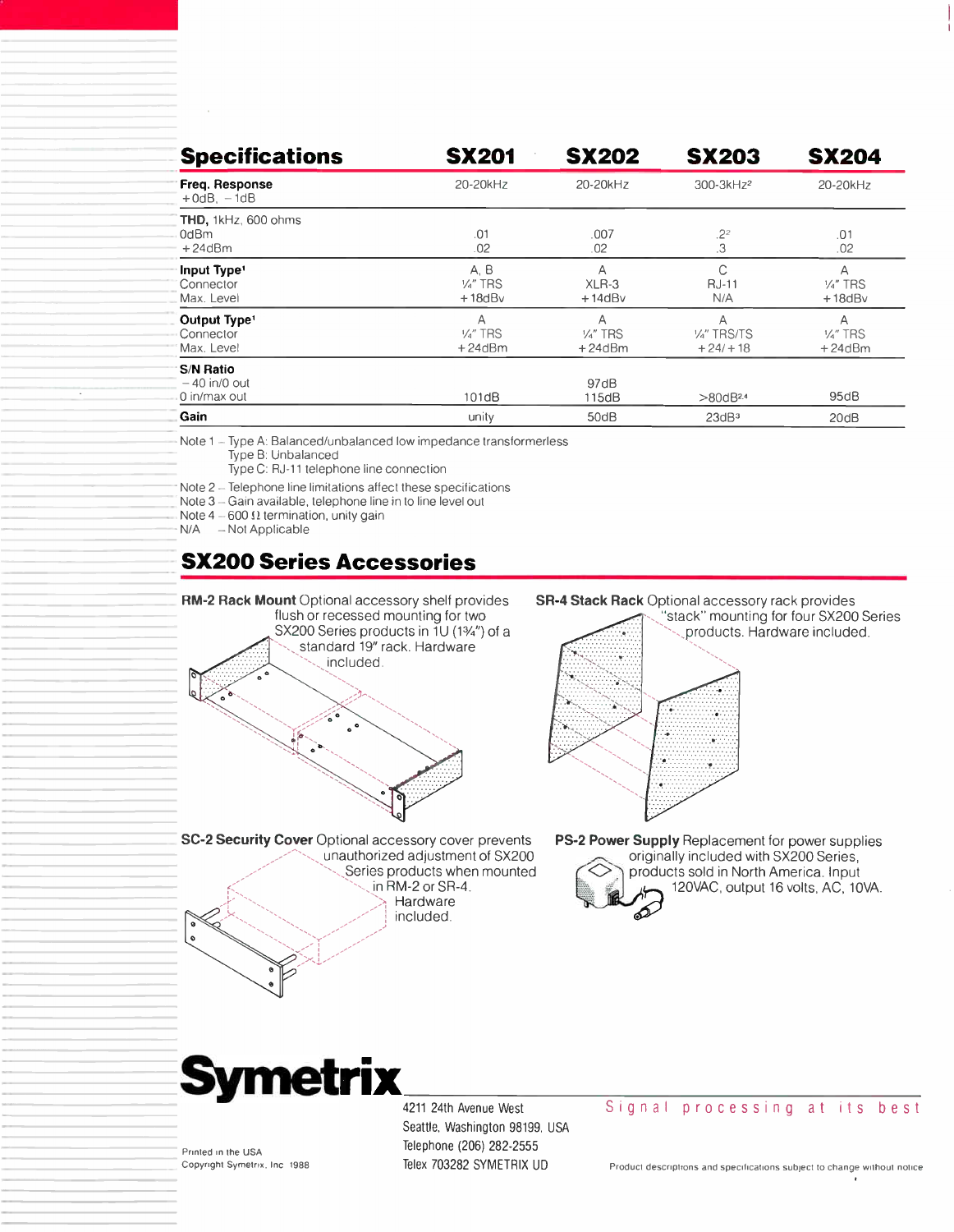## Specifications

| Specifications | SX201 | SX202 | SX203 | SX204 |
|---|---|---|---|---|
| **Freq. Response** +0dB, −1dB | 20-20kHz | 20-20kHz | 300-3kHz[2] | 20-20kHz |
| **THD,** 1kHz, 600 ohms | | | | |
| 0dBm | .01 | .007 | .2[2] | .01 |
| +24dBm | .02 | .02 | .3 | .02 |
| **Input Type**[1] | A, B | A | C | A |
| Connector | ¼″ TRS | XLR-3 | RJ-11 | ¼″ TRS |
| Max. Level | +18dBv | +14dBv | N/A | +18dBv |
| **Output Type**[1] | A | A | A | A |
| Connector | ¼″ TRS | ¼″ TRS | ¼″ TRS/TS | ¼″ TRS |
| Max. Level | +24dBm | +24dBm | +24/+18 | +24dBm |
| **S/N Ratio** | | | | |
| −40 in/0 out | | 97dB | | |
| 0 in/max out | 101dB | 115dB | >80dB[2,4] | 95dB |
| **Gain** | unity | 50dB | 23dB[3] | 20dB |

Note 1 – Type A: Balanced/unbalanced low impedance transformerless
Type B: Unbalanced
Type C: RJ-11 telephone line connection

Note 2 – Telephone line limitations affect these specifications
Note 3 – Gain available, telephone line in to line level out
Note 4 – 600 Ω termination, unity gain
N/A – Not Applicable

## SX200 Series Accessories

**RM-2 Rack Mount** Optional accessory shelf provides flush or recessed mounting for two SX200 Series products in 1U (1¾″) of a standard 19″ rack. Hardware included.

**SR-4 Stack Rack** Optional accessory rack provides "stack" mounting for four SX200 Series products. Hardware included.

**SC-2 Security Cover** Optional accessory cover prevents unauthorized adjustment of SX200 Series products when mounted in RM-2 or SR-4. Hardware included.

**PS-2 Power Supply** Replacement for power supplies originally included with SX200 Series, products sold in North America. Input 120VAC, output 16 volts, AC, 10VA.

**Symetrix**

4211 24th Avenue West
Seattle, Washington 98199, USA
Telephone (206) 282-2555
Telex 703282 SYMETRIX UD

Signal processing at its best

Printed in the USA
Copyright Symetrix, Inc 1988

Product descriptions and specifications subject to change without notice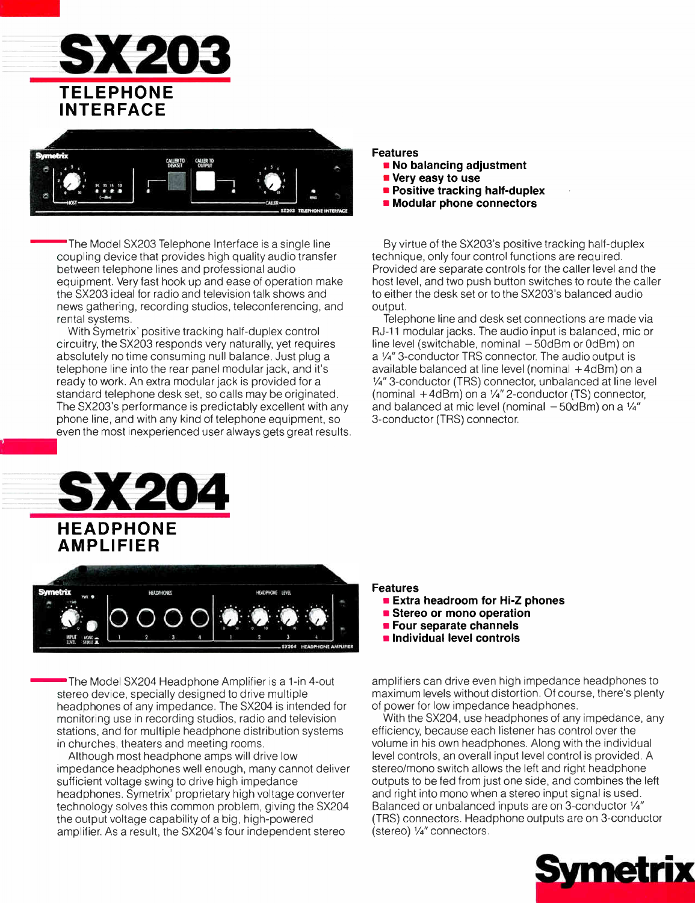# SX203

## TELEPHONE INTERFACE

### Features

- **No balancing adjustment**
- **Very easy to use**
- **Positive tracking half-duplex**
- **Modular phone connectors**

The Model SX203 Telephone Interface is a single line coupling device that provides high quality audio transfer between telephone lines and professional audio equipment. Very fast hook up and ease of operation make the SX203 ideal for radio and television talk shows and news gathering, recording studios, teleconferencing, and rental systems.

With Symetrix' positive tracking half-duplex control circuitry, the SX203 responds very naturally, yet requires absolutely no time consuming null balance. Just plug a telephone line into the rear panel modular jack, and it's ready to work. An extra modular jack is provided for a standard telephone desk set, so calls may be originated. The SX203's performance is predictably excellent with any phone line, and with any kind of telephone equipment, so even the most inexperienced user always gets great results.

By virtue of the SX203's positive tracking half-duplex technique, only four control functions are required. Provided are separate controls for the caller level and the host level, and two push button switches to route the caller to either the desk set or to the SX203's balanced audio output.

Telephone line and desk set connections are made via RJ-11 modular jacks. The audio input is balanced, mic or line level (switchable, nominal −50dBm or 0dBm) on a ¼″ 3-conductor TRS connector. The audio output is available balanced at line level (nominal +4dBm) on a ¼″ 3-conductor (TRS) connector, unbalanced at line level (nominal +4dBm) on a ¼″ 2-conductor (TS) connector, and balanced at mic level (nominal −50dBm) on a ¼″ 3-conductor (TRS) connector.

# SX204

## HEADPHONE AMPLIFIER

### Features

- **Extra headroom for Hi-Z phones**
- **Stereo or mono operation**
- **Four separate channels**
- **Individual level controls**

The Model SX204 Headphone Amplifier is a 1-in 4-out stereo device, specially designed to drive multiple headphones of any impedance. The SX204 is intended for monitoring use in recording studios, radio and television stations, and for multiple headphone distribution systems in churches, theaters and meeting rooms.

Although most headphone amps will drive low impedance headphones well enough, many cannot deliver sufficient voltage swing to drive high impedance headphones. Symetrix' proprietary high voltage converter technology solves this common problem, giving the SX204 the output voltage capability of a big, high-powered amplifier. As a result, the SX204's four independent stereo amplifiers can drive even high impedance headphones to maximum levels without distortion. Of course, there's plenty of power for low impedance headphones.

With the SX204, use headphones of any impedance, any efficiency, because each listener has control over the volume in his own headphones. Along with the individual level controls, an overall input level control is provided. A stereo/mono switch allows the left and right headphone outputs to be fed from just one side, and combines the left and right into mono when a stereo input signal is used. Balanced or unbalanced inputs are on 3-conductor ¼″ (TRS) connectors. Headphone outputs are on 3-conductor (stereo) ¼″ connectors.

Symetrix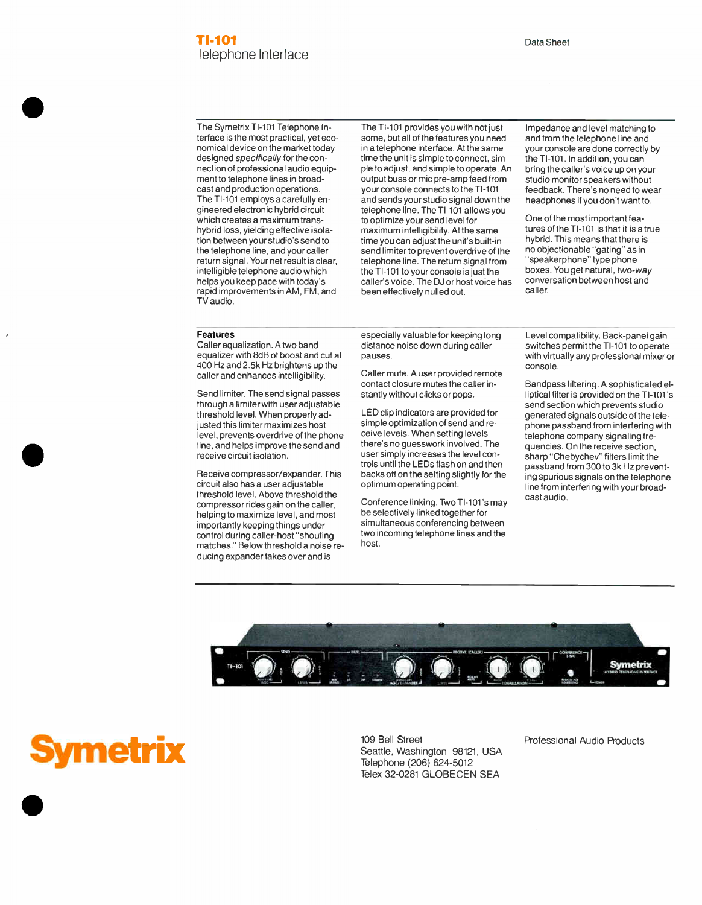# TI-101
## Telephone Interface

Data Sheet

The Symetrix TI-101 Telephone Interface is the most practical, yet economical device on the market today designed *specifically* for the connection of professional audio equipment to telephone lines in broadcast and production operations. The TI-101 employs a carefully engineered electronic hybrid circuit which creates a maximum transhybrid loss, yielding effective isolation between your studio's send to the telephone line, and your caller return signal. Your net result is clear, intelligible telephone audio which helps you keep pace with today's rapid improvements in AM, FM, and TV audio.

The TI-101 provides you with not just some, but all of the features you need in a telephone interface. At the same time the unit is simple to connect, simple to adjust, and simple to operate. An output buss or mic pre-amp feed from your console connects to the TI-101 and sends your studio signal down the telephone line. The TI-101 allows you to optimize your send level for maximum intelligibility. At the same time you can adjust the unit's built-in send limiter to prevent overdrive of the telephone line. The return signal from the TI-101 to your console is just the caller's voice. The DJ or host voice has been effectively nulled out.

Impedance and level matching to and from the telephone line and your console are done correctly by the TI-101. In addition, you can bring the caller's voice up on your studio monitor speakers without feedback. There's no need to wear headphones if you don't want to.

One of the most important features of the TI-101 is that it is a true hybrid. This means that there is no objectionable "gating" as in "speakerphone" type phone boxes. You get natural, *two-way* conversation between host and caller.

### Features

Caller equalization. A two band equalizer with 8dB of boost and cut at 400 Hz and 2.5k Hz brightens up the caller and enhances intelligibility.

Send limiter. The send signal passes through a limiter with user adjustable threshold level. When properly adjusted this limiter maximizes host level, prevents overdrive of the phone line, and helps improve the send and receive circuit isolation.

Receive compressor/expander. This circuit also has a user adjustable threshold level. Above threshold the compressor rides gain on the caller, helping to maximize level, and most importantly keeping things under control during caller-host "shouting matches." Below threshold a noise reducing expander takes over and is especially valuable for keeping long distance noise down during caller pauses.

Caller mute. A user provided remote contact closure mutes the caller instantly without clicks or pops.

LED clip indicators are provided for simple optimization of send and receive levels. When setting levels there's no guesswork involved. The user simply increases the level controls until the LEDs flash on and then backs off on the setting slightly for the optimum operating point.

Conference linking. Two TI-101's may be selectively linked together for simultaneous conferencing between two incoming telephone lines and the host.

Level compatibility. Back-panel gain switches permit the TI-101 to operate with virtually any professional mixer or console.

Bandpass filtering. A sophisticated elliptical filter is provided on the TI-101's send section which prevents studio generated signals outside of the telephone passband from interfering with telephone company signaling frequencies. On the receive section, sharp "Chebychev" filters limit the passband from 300 to 3k Hz preventing spurious signals on the telephone line from interfering with your broadcast audio.

**Symetrix**

109 Bell Street
Seattle, Washington 98121, USA
Telephone (206) 624-5012
Telex 32-0281 GLOBECEN SEA

Professional Audio Products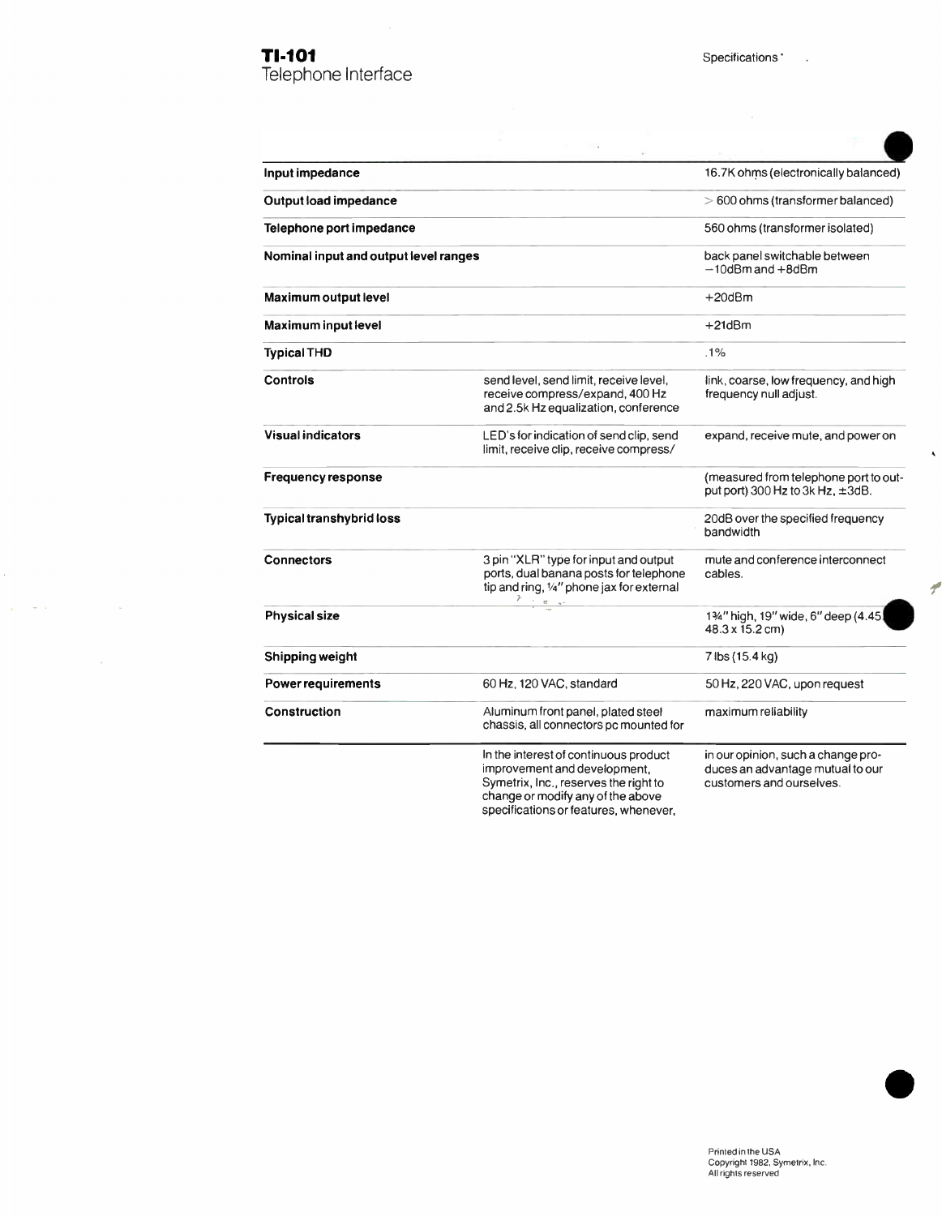# TI-101
Telephone Interface

Specifications

| | | |
|---|---|---|
| **Input impedance** | | 16.7K ohms (electronically balanced) |
| **Output load impedance** | | > 600 ohms (transformer balanced) |
| **Telephone port impedance** | | 560 ohms (transformer isolated) |
| **Nominal input and output level ranges** | | back panel switchable between −10dBm and +8dBm |
| **Maximum output level** | | +20dBm |
| **Maximum input level** | | +21dBm |
| **Typical THD** | | .1% |
| **Controls** | send level, send limit, receive level, receive compress/expand, 400 Hz and 2.5k Hz equalization, conference | link, coarse, low frequency, and high frequency null adjust. |
| **Visual indicators** | LED's for indication of send clip, send limit, receive clip, receive compress/ | expand, receive mute, and power on |
| **Frequency response** | | (measured from telephone port to output port) 300 Hz to 3k Hz, ±3dB. |
| **Typical transhybrid loss** | | 20dB over the specified frequency bandwidth |
| **Connectors** | 3 pin "XLR" type for input and output ports, dual banana posts for telephone tip and ring, ¼" phone jax for external | mute and conference interconnect cables. |
| **Physical size** | | 1¾" high, 19" wide, 6" deep (4.45 x 48.3 x 15.2 cm) |
| **Shipping weight** | | 7 lbs (15.4 kg) |
| **Power requirements** | 60 Hz, 120 VAC, standard | 50 Hz, 220 VAC, upon request |
| **Construction** | Aluminum front panel, plated steel chassis, all connectors pc mounted for | maximum reliability |

In the interest of continuous product improvement and development, Symetrix, Inc., reserves the right to change or modify any of the above specifications or features, whenever, in our opinion, such a change produces an advantage mutual to our customers and ourselves.

Printed in the USA
Copyright 1982, Symetrix, Inc.
All rights reserved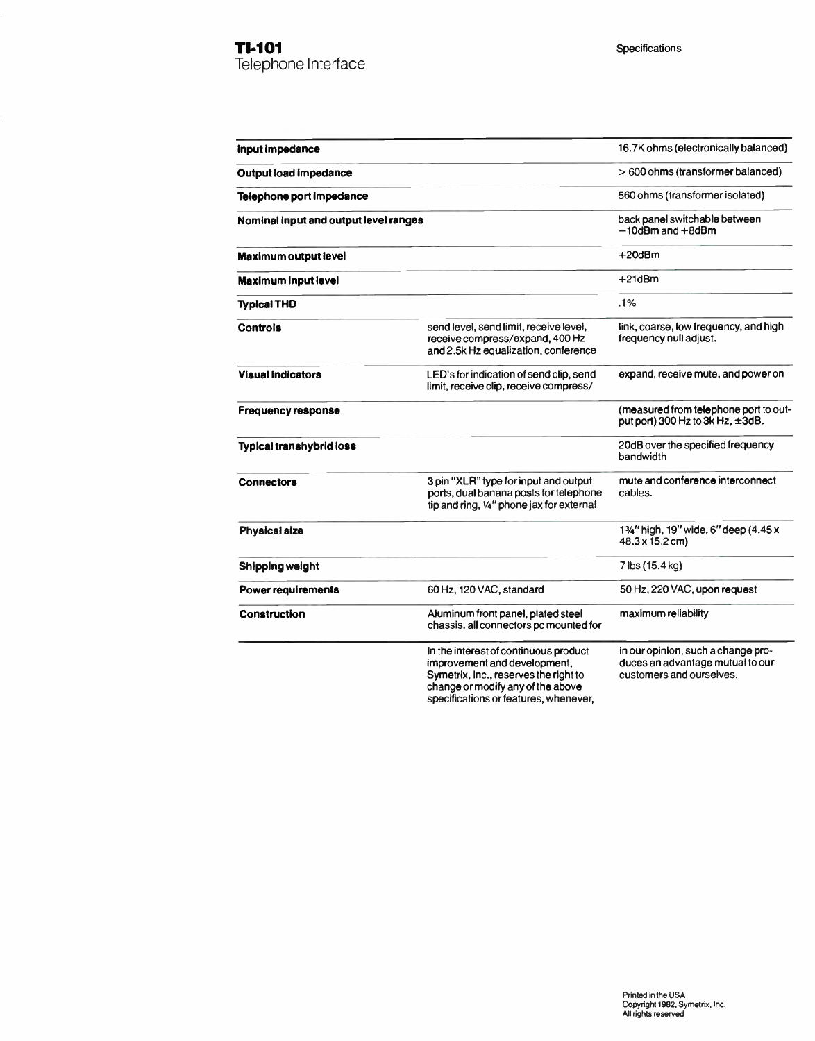# TI-101
Telephone Interface

Specifications

| | | |
|---|---|---|
| **Input impedance** | | 16.7K ohms (electronically balanced) |
| **Output load impedance** | | > 600 ohms (transformer balanced) |
| **Telephone port impedance** | | 560 ohms (transformer isolated) |
| **Nominal input and output level ranges** | | back panel switchable between −10dBm and +8dBm |
| **Maximum output level** | | +20dBm |
| **Maximum input level** | | +21dBm |
| **Typical THD** | | .1% |
| **Controls** | send level, send limit, receive level, receive compress/expand, 400 Hz and 2.5k Hz equalization, conference | link, coarse, low frequency, and high frequency null adjust. |
| **Visual indicators** | LED's for indication of send clip, send limit, receive clip, receive compress/ | expand, receive mute, and power on |
| **Frequency response** | | (measured from telephone port to output port) 300 Hz to 3k Hz, ±3dB. |
| **Typical transhybrid loss** | | 20dB over the specified frequency bandwidth |
| **Connectors** | 3 pin "XLR" type for input and output ports, dual banana posts for telephone tip and ring, ¼" phone jax for external | mute and conference interconnect cables. |
| **Physical size** | | 1¾" high, 19" wide, 6" deep (4.45 x 48.3 x 15.2 cm) |
| **Shipping weight** | | 7 lbs (15.4 kg) |
| **Power requirements** | 60 Hz, 120 VAC, standard | 50 Hz, 220 VAC, upon request |
| **Construction** | Aluminum front panel, plated steel chassis, all connectors pc mounted for | maximum reliability |

In the interest of continuous product improvement and development, Symetrix, Inc., reserves the right to change or modify any of the above specifications or features, whenever, in our opinion, such a change produces an advantage mutual to our customers and ourselves.

Printed in the USA
Copyright 1982, Symetrix, Inc.
All rights reserved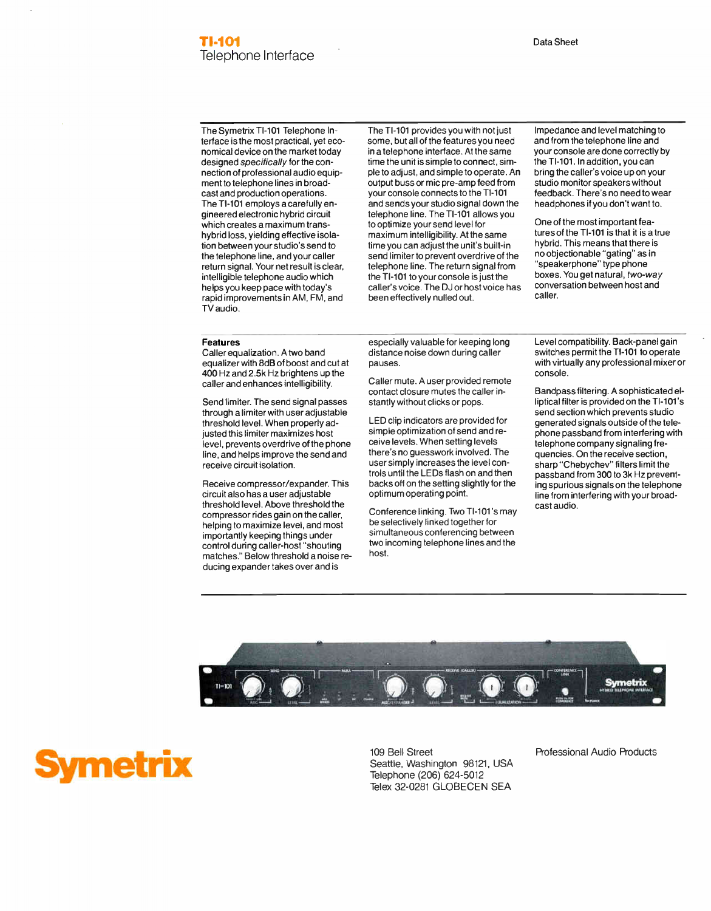# TI-101
## Telephone Interface

Data Sheet

The Symetrix TI-101 Telephone Interface is the most practical, yet economical device on the market today designed *specifically* for the connection of professional audio equipment to telephone lines in broadcast and production operations. The TI-101 employs a carefully engineered electronic hybrid circuit which creates a maximum transhybrid loss, yielding effective isolation between your studio's send to the telephone line, and your caller return signal. Your net result is clear, intelligible telephone audio which helps you keep pace with today's rapid improvements in AM, FM, and TV audio.

The TI-101 provides you with not just some, but all of the features you need in a telephone interface. At the same time the unit is simple to connect, simple to adjust, and simple to operate. An output buss or mic pre-amp feed from your console connects to the TI-101 and sends your studio signal down the telephone line. The TI-101 allows you to optimize your send level for maximum intelligibility. At the same time you can adjust the unit's built-in send limiter to prevent overdrive of the telephone line. The return signal from the TI-101 to your console is just the caller's voice. The DJ or host voice has been effectively nulled out.

Impedance and level matching to and from the telephone line and your console are done correctly by the TI-101. In addition, you can bring the caller's voice up on your studio monitor speakers without feedback. There's no need to wear headphones if you don't want to.

One of the most important features of the TI-101 is that it is a true hybrid. This means that there is no objectionable "gating" as in "speakerphone" type phone boxes. You get natural, *two-way* conversation between host and caller.

### Features

Caller equalization. A two band equalizer with 8dB of boost and cut at 400 Hz and 2.5k Hz brightens up the caller and enhances intelligibility.

Send limiter. The send signal passes through a limiter with user adjustable threshold level. When properly adjusted this limiter maximizes host level, prevents overdrive of the phone line, and helps improve the send and receive circuit isolation.

Receive compressor/expander. This circuit also has a user adjustable threshold level. Above threshold the compressor rides gain on the caller, helping to maximize level, and most importantly keeping things under control during caller-host "shouting matches." Below threshold a noise reducing expander takes over and is especially valuable for keeping long distance noise down during caller pauses.

Caller mute. A user provided remote contact closure mutes the caller instantly without clicks or pops.

LED clip indicators are provided for simple optimization of send and receive levels. When setting levels there's no guesswork involved. The user simply increases the level controls until the LEDs flash on and then backs off on the setting slightly for the optimum operating point.

Conference linking. Two TI-101's may be selectively linked together for simultaneous conferencing between two incoming telephone lines and the host.

Level compatibility. Back-panel gain switches permit the TI-101 to operate with virtually any professional mixer or console.

Bandpass filtering. A sophisticated elliptical filter is provided on the TI-101's send section which prevents studio generated signals outside of the telephone passband from interfering with telephone company signaling frequencies. On the receive section, sharp "Chebychev" filters limit the passband from 300 to 3k Hz preventing spurious signals on the telephone line from interfering with your broadcast audio.

Symetrix

109 Bell Street
Seattle, Washington 98121, USA
Telephone (206) 624-5012
Telex 32-0281 GLOBECEN SEA

Professional Audio Products